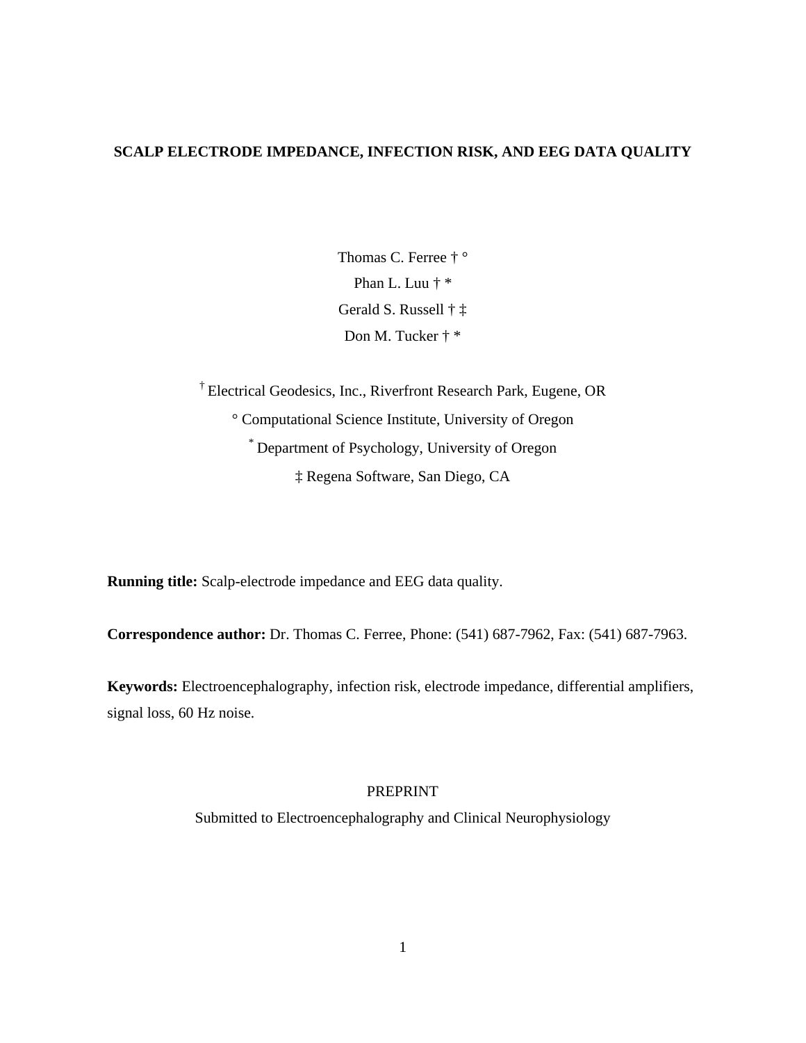# SCALP ELECTRODE IMPEDANCE, INFECTION RISK, AND EEG DATA QUALITY

Thomas C. Ferree † °

Phan L. Luu † *

Gerald S. Russell † ‡

Don M. Tucker † *

† Electrical Geodesics, Inc., Riverfront Research Park, Eugene, OR

° Computational Science Institute, University of Oregon

* Department of Psychology, University of Oregon

‡ Regena Software, San Diego, CA

**Running title:** Scalp-electrode impedance and EEG data quality.

**Correspondence author:** Dr. Thomas C. Ferree, Phone: (541) 687-7962, Fax: (541) 687-7963.

**Keywords:** Electroencephalography, infection risk, electrode impedance, differential amplifiers, signal loss, 60 Hz noise.

PREPRINT

Submitted to Electroencephalography and Clinical Neurophysiology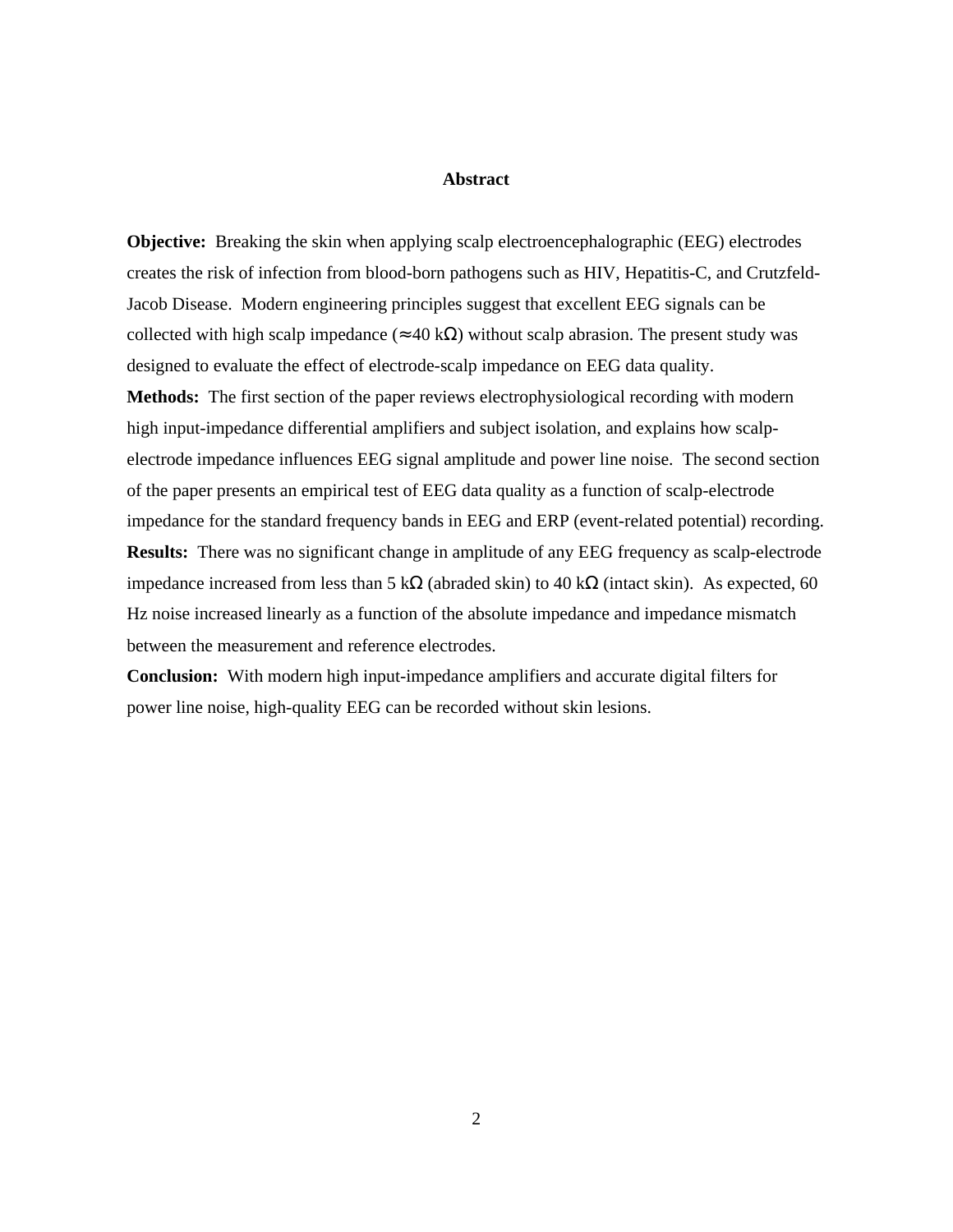## Abstract

**Objective:** Breaking the skin when applying scalp electroencephalographic (EEG) electrodes creates the risk of infection from blood-born pathogens such as HIV, Hepatitis-C, and Crutzfeld-Jacob Disease. Modern engineering principles suggest that excellent EEG signals can be collected with high scalp impedance (≈40 kΩ) without scalp abrasion. The present study was designed to evaluate the effect of electrode-scalp impedance on EEG data quality.

**Methods:** The first section of the paper reviews electrophysiological recording with modern high input-impedance differential amplifiers and subject isolation, and explains how scalp-electrode impedance influences EEG signal amplitude and power line noise. The second section of the paper presents an empirical test of EEG data quality as a function of scalp-electrode impedance for the standard frequency bands in EEG and ERP (event-related potential) recording.

**Results:** There was no significant change in amplitude of any EEG frequency as scalp-electrode impedance increased from less than 5 kΩ (abraded skin) to 40 kΩ (intact skin). As expected, 60 Hz noise increased linearly as a function of the absolute impedance and impedance mismatch between the measurement and reference electrodes.

**Conclusion:** With modern high input-impedance amplifiers and accurate digital filters for power line noise, high-quality EEG can be recorded without skin lesions.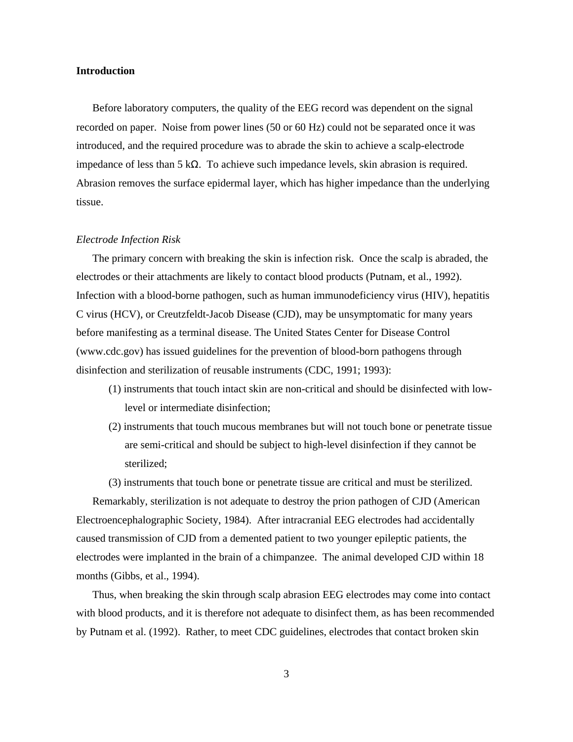**Introduction**

Before laboratory computers, the quality of the EEG record was dependent on the signal recorded on paper. Noise from power lines (50 or 60 Hz) could not be separated once it was introduced, and the required procedure was to abrade the skin to achieve a scalp-electrode impedance of less than 5 kΩ. To achieve such impedance levels, skin abrasion is required. Abrasion removes the surface epidermal layer, which has higher impedance than the underlying tissue.

*Electrode Infection Risk*

The primary concern with breaking the skin is infection risk. Once the scalp is abraded, the electrodes or their attachments are likely to contact blood products (Putnam, et al., 1992). Infection with a blood-borne pathogen, such as human immunodeficiency virus (HIV), hepatitis C virus (HCV), or Creutzfeldt-Jacob Disease (CJD), may be unsymptomatic for many years before manifesting as a terminal disease. The United States Center for Disease Control (www.cdc.gov) has issued guidelines for the prevention of blood-born pathogens through disinfection and sterilization of reusable instruments (CDC, 1991; 1993):

(1) instruments that touch intact skin are non-critical and should be disinfected with low-level or intermediate disinfection;

(2) instruments that touch mucous membranes but will not touch bone or penetrate tissue are semi-critical and should be subject to high-level disinfection if they cannot be sterilized;

(3) instruments that touch bone or penetrate tissue are critical and must be sterilized.

Remarkably, sterilization is not adequate to destroy the prion pathogen of CJD (American Electroencephalographic Society, 1984). After intracranial EEG electrodes had accidentally caused transmission of CJD from a demented patient to two younger epileptic patients, the electrodes were implanted in the brain of a chimpanzee. The animal developed CJD within 18 months (Gibbs, et al., 1994).

Thus, when breaking the skin through scalp abrasion EEG electrodes may come into contact with blood products, and it is therefore not adequate to disinfect them, as has been recommended by Putnam et al. (1992). Rather, to meet CDC guidelines, electrodes that contact broken skin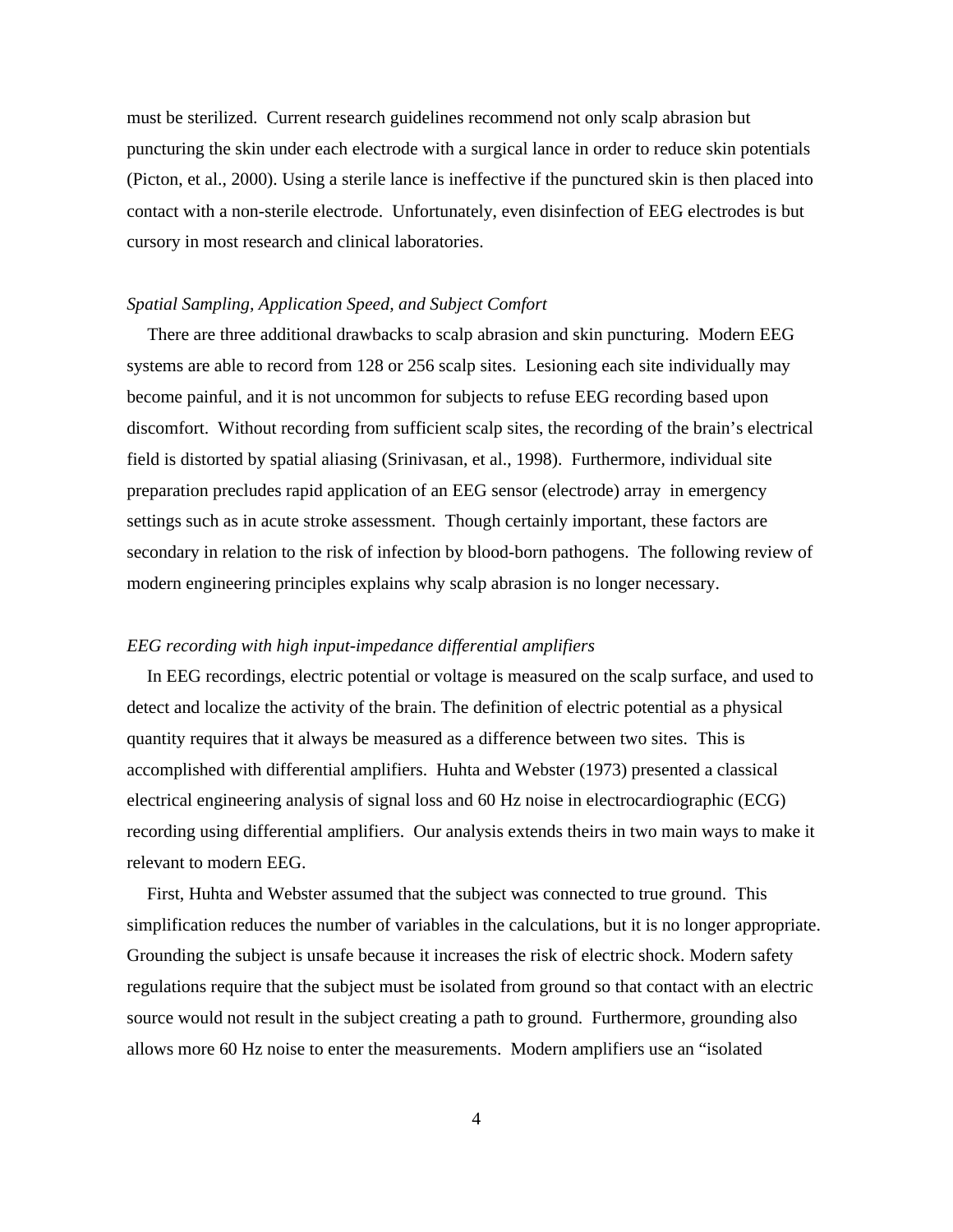must be sterilized. Current research guidelines recommend not only scalp abrasion but puncturing the skin under each electrode with a surgical lance in order to reduce skin potentials (Picton, et al., 2000). Using a sterile lance is ineffective if the punctured skin is then placed into contact with a non-sterile electrode. Unfortunately, even disinfection of EEG electrodes is but cursory in most research and clinical laboratories.

### *Spatial Sampling, Application Speed, and Subject Comfort*

There are three additional drawbacks to scalp abrasion and skin puncturing. Modern EEG systems are able to record from 128 or 256 scalp sites. Lesioning each site individually may become painful, and it is not uncommon for subjects to refuse EEG recording based upon discomfort. Without recording from sufficient scalp sites, the recording of the brain's electrical field is distorted by spatial aliasing (Srinivasan, et al., 1998). Furthermore, individual site preparation precludes rapid application of an EEG sensor (electrode) array in emergency settings such as in acute stroke assessment. Though certainly important, these factors are secondary in relation to the risk of infection by blood-born pathogens. The following review of modern engineering principles explains why scalp abrasion is no longer necessary.

### *EEG recording with high input-impedance differential amplifiers*

In EEG recordings, electric potential or voltage is measured on the scalp surface, and used to detect and localize the activity of the brain. The definition of electric potential as a physical quantity requires that it always be measured as a difference between two sites. This is accomplished with differential amplifiers. Huhta and Webster (1973) presented a classical electrical engineering analysis of signal loss and 60 Hz noise in electrocardiographic (ECG) recording using differential amplifiers. Our analysis extends theirs in two main ways to make it relevant to modern EEG.

First, Huhta and Webster assumed that the subject was connected to true ground. This simplification reduces the number of variables in the calculations, but it is no longer appropriate. Grounding the subject is unsafe because it increases the risk of electric shock. Modern safety regulations require that the subject must be isolated from ground so that contact with an electric source would not result in the subject creating a path to ground. Furthermore, grounding also allows more 60 Hz noise to enter the measurements. Modern amplifiers use an "isolated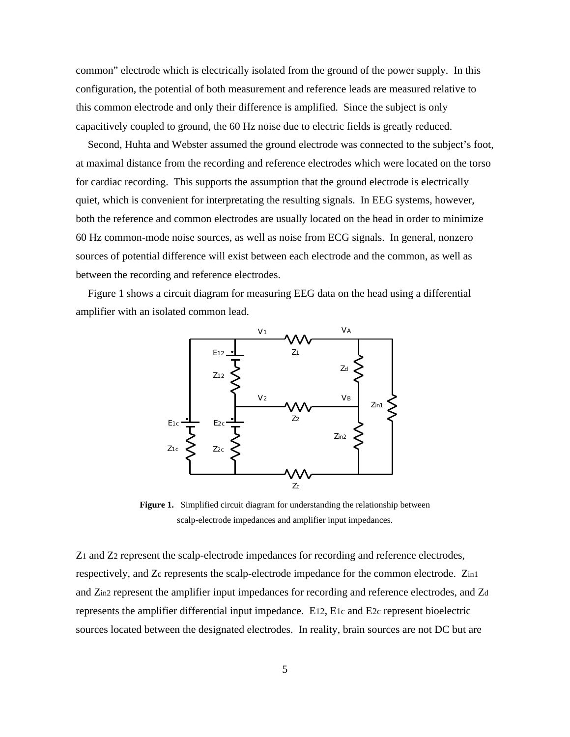common" electrode which is electrically isolated from the ground of the power supply. In this configuration, the potential of both measurement and reference leads are measured relative to this common electrode and only their difference is amplified. Since the subject is only capacitively coupled to ground, the 60 Hz noise due to electric fields is greatly reduced.

Second, Huhta and Webster assumed the ground electrode was connected to the subject's foot, at maximal distance from the recording and reference electrodes which were located on the torso for cardiac recording. This supports the assumption that the ground electrode is electrically quiet, which is convenient for interpretating the resulting signals. In EEG systems, however, both the reference and common electrodes are usually located on the head in order to minimize 60 Hz common-mode noise sources, as well as noise from ECG signals. In general, nonzero sources of potential difference will exist between each electrode and the common, as well as between the recording and reference electrodes.

Figure 1 shows a circuit diagram for measuring EEG data on the head using a differential amplifier with an isolated common lead.

**Figure 1.** Simplified circuit diagram for understanding the relationship between scalp-electrode impedances and amplifier input impedances.

$Z_1$ and $Z_2$ represent the scalp-electrode impedances for recording and reference electrodes, respectively, and $Z_c$ represents the scalp-electrode impedance for the common electrode. $Z_{in1}$ and $Z_{in2}$ represent the amplifier input impedances for recording and reference electrodes, and $Z_d$ represents the amplifier differential input impedance. $E_{12}$, $E_{1c}$ and $E_{2c}$ represent bioelectric sources located between the designated electrodes. In reality, brain sources are not DC but are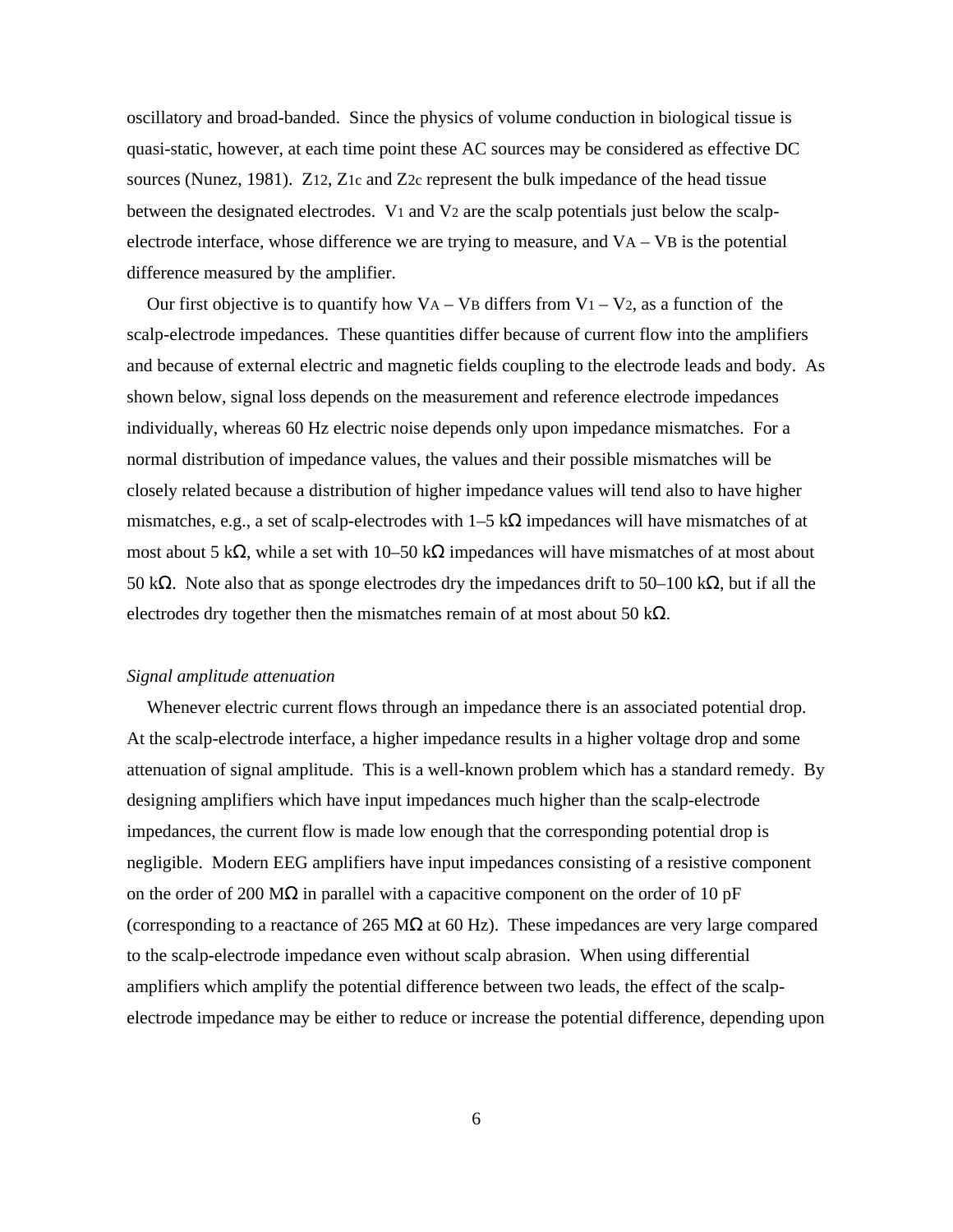oscillatory and broad-banded. Since the physics of volume conduction in biological tissue is quasi-static, however, at each time point these AC sources may be considered as effective DC sources (Nunez, 1981). $Z_{12}$, $Z_{1c}$ and $Z_{2c}$ represent the bulk impedance of the head tissue between the designated electrodes. $V_1$ and $V_2$ are the scalp potentials just below the scalp-electrode interface, whose difference we are trying to measure, and $V_A – V_B$ is the potential difference measured by the amplifier.

Our first objective is to quantify how $V_A – V_B$ differs from $V_1 – V_2$, as a function of the scalp-electrode impedances. These quantities differ because of current flow into the amplifiers and because of external electric and magnetic fields coupling to the electrode leads and body. As shown below, signal loss depends on the measurement and reference electrode impedances individually, whereas 60 Hz electric noise depends only upon impedance mismatches. For a normal distribution of impedance values, the values and their possible mismatches will be closely related because a distribution of higher impedance values will tend also to have higher mismatches, e.g., a set of scalp-electrodes with 1–5 kΩ impedances will have mismatches of at most about 5 kΩ, while a set with 10–50 kΩ impedances will have mismatches of at most about 50 kΩ. Note also that as sponge electrodes dry the impedances drift to 50–100 kΩ, but if all the electrodes dry together then the mismatches remain of at most about 50 kΩ.

*Signal amplitude attenuation*

Whenever electric current flows through an impedance there is an associated potential drop. At the scalp-electrode interface, a higher impedance results in a higher voltage drop and some attenuation of signal amplitude. This is a well-known problem which has a standard remedy. By designing amplifiers which have input impedances much higher than the scalp-electrode impedances, the current flow is made low enough that the corresponding potential drop is negligible. Modern EEG amplifiers have input impedances consisting of a resistive component on the order of 200 MΩ in parallel with a capacitive component on the order of 10 pF (corresponding to a reactance of 265 MΩ at 60 Hz). These impedances are very large compared to the scalp-electrode impedance even without scalp abrasion. When using differential amplifiers which amplify the potential difference between two leads, the effect of the scalp-electrode impedance may be either to reduce or increase the potential difference, depending upon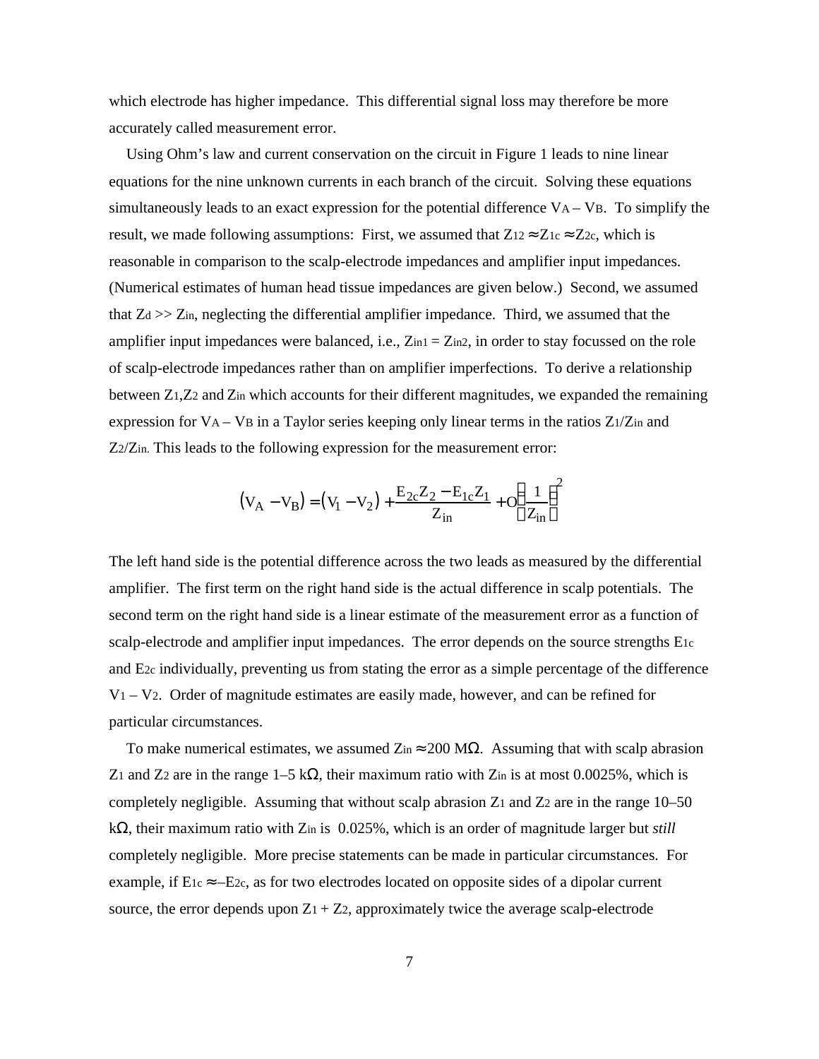which electrode has higher impedance. This differential signal loss may therefore be more accurately called measurement error.

Using Ohm's law and current conservation on the circuit in Figure 1 leads to nine linear equations for the nine unknown currents in each branch of the circuit. Solving these equations simultaneously leads to an exact expression for the potential difference $V_A - V_B$. To simplify the result, we made following assumptions: First, we assumed that $Z_{12} \approx Z_{1c} \approx Z_{2c}$, which is reasonable in comparison to the scalp-electrode impedances and amplifier input impedances. (Numerical estimates of human head tissue impedances are given below.) Second, we assumed that $Z_d >> Z_{in}$, neglecting the differential amplifier impedance. Third, we assumed that the amplifier input impedances were balanced, i.e., $Z_{in1} = Z_{in2}$, in order to stay focussed on the role of scalp-electrode impedances rather than on amplifier imperfections. To derive a relationship between $Z_1$,$Z_2$ and $Z_{in}$ which accounts for their different magnitudes, we expanded the remaining expression for $V_A - V_B$ in a Taylor series keeping only linear terms in the ratios $Z_1/Z_{in}$ and $Z_2/Z_{in}$. This leads to the following expression for the measurement error:

$$\left(V_A - V_B\right) = \left(V_1 - V_2\right) + \frac{E_{2c}Z_2 - E_{1c}Z_1}{Z_{in}} + O\left(\frac{1}{Z_{in}}\right)^2$$

The left hand side is the potential difference across the two leads as measured by the differential amplifier. The first term on the right hand side is the actual difference in scalp potentials. The second term on the right hand side is a linear estimate of the measurement error as a function of scalp-electrode and amplifier input impedances. The error depends on the source strengths $E_{1c}$ and $E_{2c}$ individually, preventing us from stating the error as a simple percentage of the difference $V_1 - V_2$. Order of magnitude estimates are easily made, however, and can be refined for particular circumstances.

To make numerical estimates, we assumed $Z_{in} \approx 200$ MΩ. Assuming that with scalp abrasion $Z_1$ and $Z_2$ are in the range 1–5 kΩ, their maximum ratio with $Z_{in}$ is at most 0.0025%, which is completely negligible. Assuming that without scalp abrasion $Z_1$ and $Z_2$ are in the range 10–50 kΩ, their maximum ratio with $Z_{in}$ is 0.025%, which is an order of magnitude larger but *still* completely negligible. More precise statements can be made in particular circumstances. For example, if $E_{1c} \approx -E_{2c}$, as for two electrodes located on opposite sides of a dipolar current source, the error depends upon $Z_1 + Z_2$, approximately twice the average scalp-electrode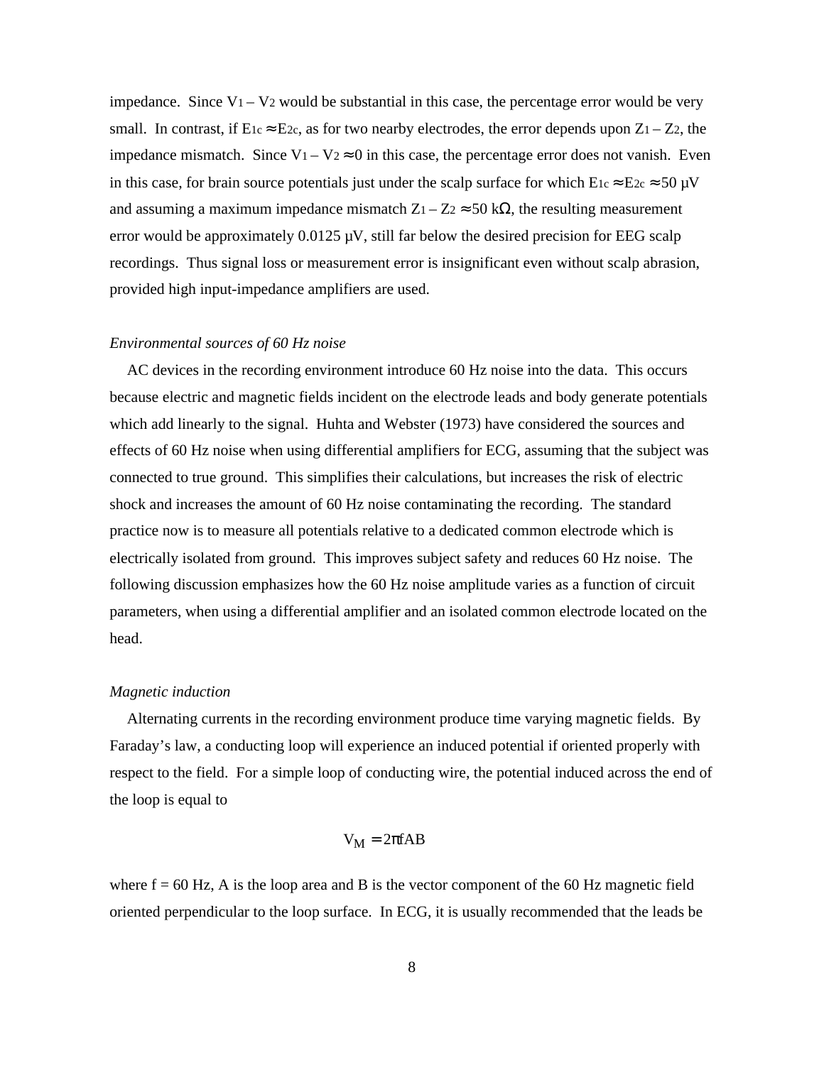impedance. Since $V_1 - V_2$ would be substantial in this case, the percentage error would be very small. In contrast, if $E_{1c} \approx E_{2c}$, as for two nearby electrodes, the error depends upon $Z_1 - Z_2$, the impedance mismatch. Since $V_1 - V_2 \approx 0$ in this case, the percentage error does not vanish. Even in this case, for brain source potentials just under the scalp surface for which $E_{1c} \approx E_{2c} \approx 50$ µV and assuming a maximum impedance mismatch $Z_1 - Z_2 \approx 50$ kΩ, the resulting measurement error would be approximately 0.0125 µV, still far below the desired precision for EEG scalp recordings. Thus signal loss or measurement error is insignificant even without scalp abrasion, provided high input-impedance amplifiers are used.

*Environmental sources of 60 Hz noise*

AC devices in the recording environment introduce 60 Hz noise into the data. This occurs because electric and magnetic fields incident on the electrode leads and body generate potentials which add linearly to the signal. Huhta and Webster (1973) have considered the sources and effects of 60 Hz noise when using differential amplifiers for ECG, assuming that the subject was connected to true ground. This simplifies their calculations, but increases the risk of electric shock and increases the amount of 60 Hz noise contaminating the recording. The standard practice now is to measure all potentials relative to a dedicated common electrode which is electrically isolated from ground. This improves subject safety and reduces 60 Hz noise. The following discussion emphasizes how the 60 Hz noise amplitude varies as a function of circuit parameters, when using a differential amplifier and an isolated common electrode located on the head.

*Magnetic induction*

Alternating currents in the recording environment produce time varying magnetic fields. By Faraday's law, a conducting loop will experience an induced potential if oriented properly with respect to the field. For a simple loop of conducting wire, the potential induced across the end of the loop is equal to

$$V_M = 2\pi fAB$$

where f = 60 Hz, A is the loop area and B is the vector component of the 60 Hz magnetic field oriented perpendicular to the loop surface. In ECG, it is usually recommended that the leads be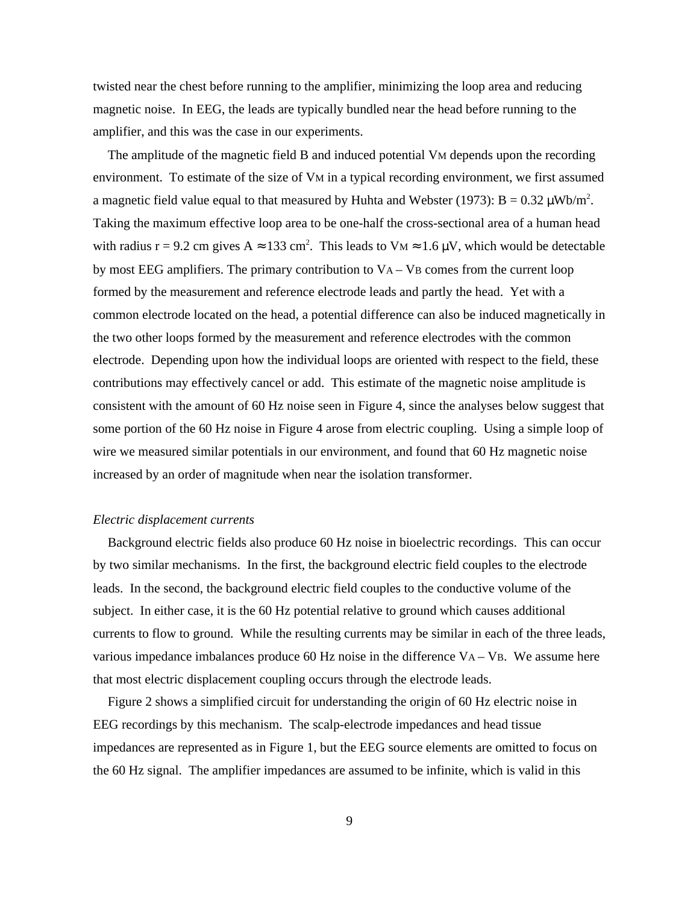twisted near the chest before running to the amplifier, minimizing the loop area and reducing magnetic noise. In EEG, the leads are typically bundled near the head before running to the amplifier, and this was the case in our experiments.

The amplitude of the magnetic field B and induced potential $V_M$ depends upon the recording environment. To estimate of the size of $V_M$ in a typical recording environment, we first assumed a magnetic field value equal to that measured by Huhta and Webster (1973): $B = 0.32\ \mu Wb/m^2$. Taking the maximum effective loop area to be one-half the cross-sectional area of a human head with radius $r = 9.2$ cm gives $A \approx 133\ cm^2$. This leads to $V_M \approx 1.6\ \mu V$, which would be detectable by most EEG amplifiers. The primary contribution to $V_A - V_B$ comes from the current loop formed by the measurement and reference electrode leads and partly the head. Yet with a common electrode located on the head, a potential difference can also be induced magnetically in the two other loops formed by the measurement and reference electrodes with the common electrode. Depending upon how the individual loops are oriented with respect to the field, these contributions may effectively cancel or add. This estimate of the magnetic noise amplitude is consistent with the amount of 60 Hz noise seen in Figure 4, since the analyses below suggest that some portion of the 60 Hz noise in Figure 4 arose from electric coupling. Using a simple loop of wire we measured similar potentials in our environment, and found that 60 Hz magnetic noise increased by an order of magnitude when near the isolation transformer.

*Electric displacement currents*

Background electric fields also produce 60 Hz noise in bioelectric recordings. This can occur by two similar mechanisms. In the first, the background electric field couples to the electrode leads. In the second, the background electric field couples to the conductive volume of the subject. In either case, it is the 60 Hz potential relative to ground which causes additional currents to flow to ground. While the resulting currents may be similar in each of the three leads, various impedance imbalances produce 60 Hz noise in the difference $V_A - V_B$. We assume here that most electric displacement coupling occurs through the electrode leads.

Figure 2 shows a simplified circuit for understanding the origin of 60 Hz electric noise in EEG recordings by this mechanism. The scalp-electrode impedances and head tissue impedances are represented as in Figure 1, but the EEG source elements are omitted to focus on the 60 Hz signal. The amplifier impedances are assumed to be infinite, which is valid in this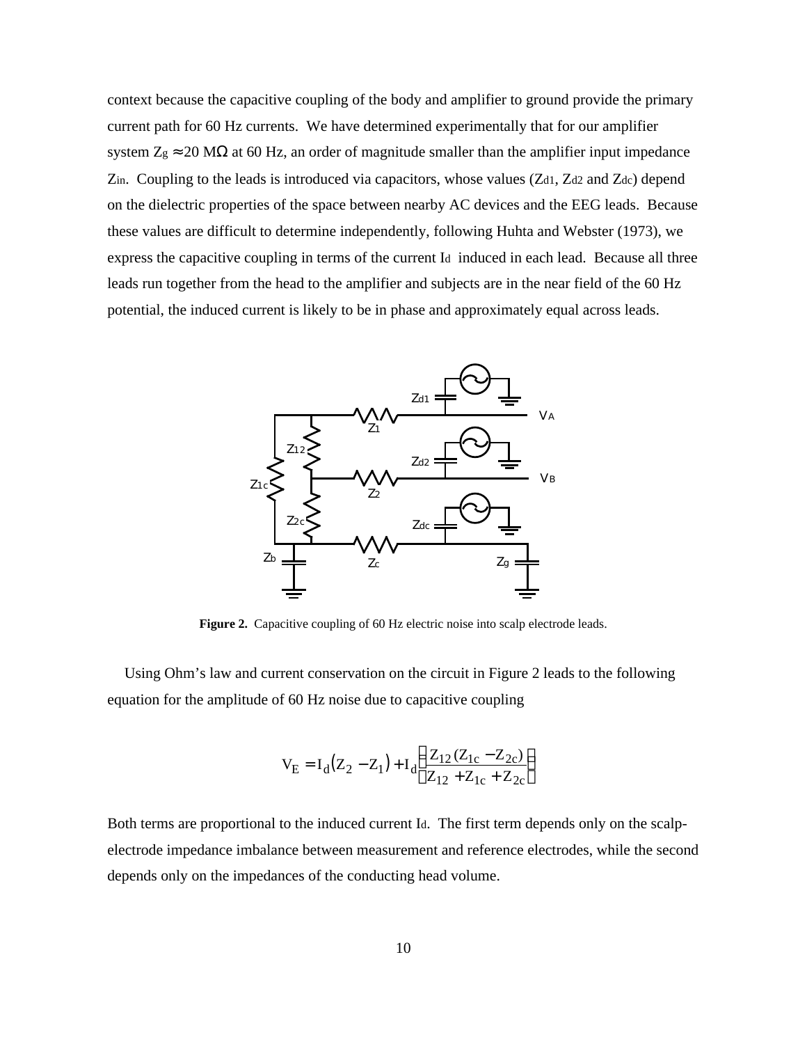context because the capacitive coupling of the body and amplifier to ground provide the primary current path for 60 Hz currents. We have determined experimentally that for our amplifier system $Z_g \approx 20$ MΩ at 60 Hz, an order of magnitude smaller than the amplifier input impedance $Z_{in}$. Coupling to the leads is introduced via capacitors, whose values ($Z_{d1}$, $Z_{d2}$ and $Z_{dc}$) depend on the dielectric properties of the space between nearby AC devices and the EEG leads. Because these values are difficult to determine independently, following Huhta and Webster (1973), we express the capacitive coupling in terms of the current $I_d$ induced in each lead. Because all three leads run together from the head to the amplifier and subjects are in the near field of the 60 Hz potential, the induced current is likely to be in phase and approximately equal across leads.

**Figure 2.** Capacitive coupling of 60 Hz electric noise into scalp electrode leads.

Using Ohm's law and current conservation on the circuit in Figure 2 leads to the following equation for the amplitude of 60 Hz noise due to capacitive coupling

$$V_E = I_d\left(Z_2 - Z_1\right) + I_d\left(\frac{Z_{12}\,(Z_{1c} - Z_{2c})}{Z_{12} + Z_{1c} + Z_{2c}}\right)$$

Both terms are proportional to the induced current $I_d$. The first term depends only on the scalp-electrode impedance imbalance between measurement and reference electrodes, while the second depends only on the impedances of the conducting head volume.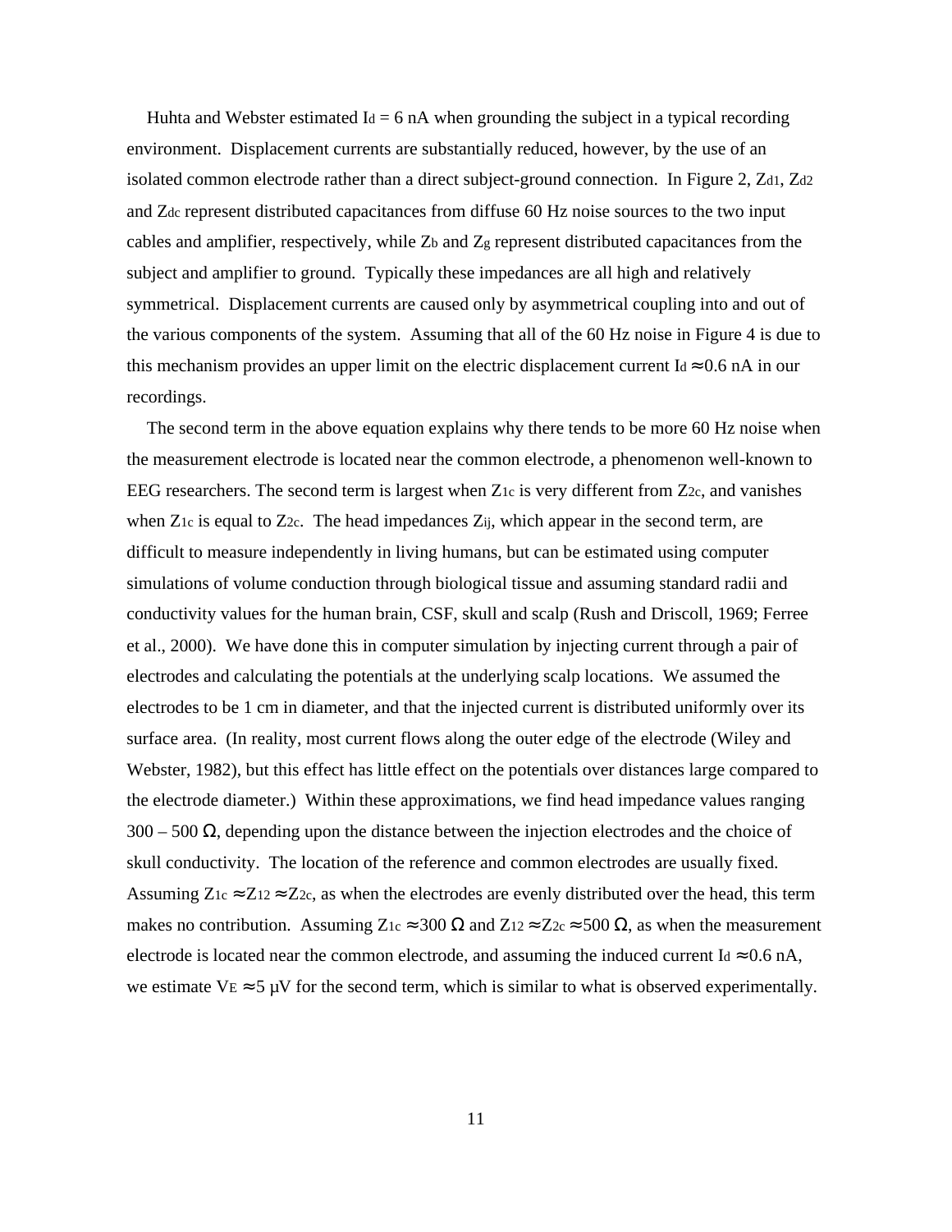Huhta and Webster estimated $I_d = 6$ nA when grounding the subject in a typical recording environment. Displacement currents are substantially reduced, however, by the use of an isolated common electrode rather than a direct subject-ground connection. In Figure 2, $Z_{d1}$, $Z_{d2}$ and $Z_{dc}$ represent distributed capacitances from diffuse 60 Hz noise sources to the two input cables and amplifier, respectively, while $Z_b$ and $Z_g$ represent distributed capacitances from the subject and amplifier to ground. Typically these impedances are all high and relatively symmetrical. Displacement currents are caused only by asymmetrical coupling into and out of the various components of the system. Assuming that all of the 60 Hz noise in Figure 4 is due to this mechanism provides an upper limit on the electric displacement current $I_d \approx 0.6$ nA in our recordings.

The second term in the above equation explains why there tends to be more 60 Hz noise when the measurement electrode is located near the common electrode, a phenomenon well-known to EEG researchers. The second term is largest when $Z_{1c}$ is very different from $Z_{2c}$, and vanishes when $Z_{1c}$ is equal to $Z_{2c}$. The head impedances $Z_{ij}$, which appear in the second term, are difficult to measure independently in living humans, but can be estimated using computer simulations of volume conduction through biological tissue and assuming standard radii and conductivity values for the human brain, CSF, skull and scalp (Rush and Driscoll, 1969; Ferree et al., 2000). We have done this in computer simulation by injecting current through a pair of electrodes and calculating the potentials at the underlying scalp locations. We assumed the electrodes to be 1 cm in diameter, and that the injected current is distributed uniformly over its surface area. (In reality, most current flows along the outer edge of the electrode (Wiley and Webster, 1982), but this effect has little effect on the potentials over distances large compared to the electrode diameter.) Within these approximations, we find head impedance values ranging 300 – 500 Ω, depending upon the distance between the injection electrodes and the choice of skull conductivity. The location of the reference and common electrodes are usually fixed. Assuming $Z_{1c} \approx Z_{12} \approx Z_{2c}$, as when the electrodes are evenly distributed over the head, this term makes no contribution. Assuming $Z_{1c} \approx 300\ \Omega$ and $Z_{12} \approx Z_{2c} \approx 500\ \Omega$, as when the measurement electrode is located near the common electrode, and assuming the induced current $I_d \approx 0.6$ nA, we estimate $V_E \approx 5$ μV for the second term, which is similar to what is observed experimentally.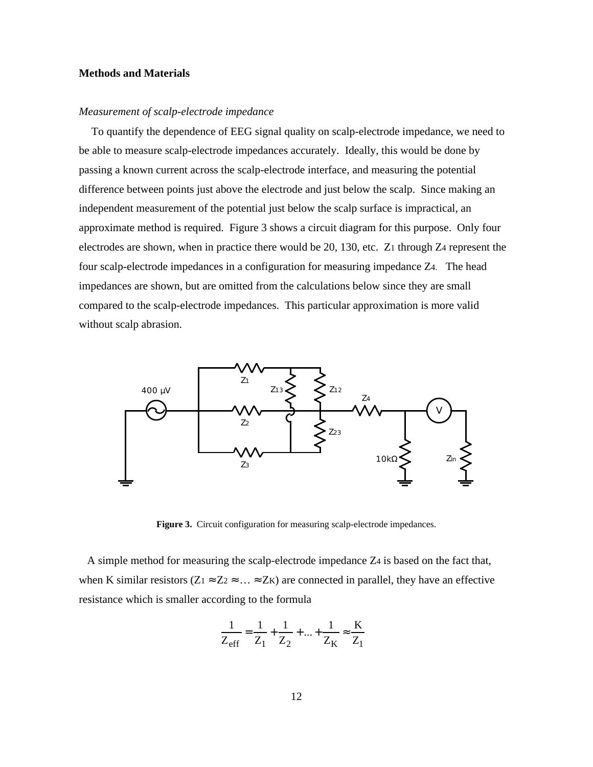## Methods and Materials

### *Measurement of scalp-electrode impedance*

To quantify the dependence of EEG signal quality on scalp-electrode impedance, we need to be able to measure scalp-electrode impedances accurately. Ideally, this would be done by passing a known current across the scalp-electrode interface, and measuring the potential difference between points just above the electrode and just below the scalp. Since making an independent measurement of the potential just below the scalp surface is impractical, an approximate method is required. Figure 3 shows a circuit diagram for this purpose. Only four electrodes are shown, when in practice there would be 20, 130, etc. $Z_1$ through $Z_4$ represent the four scalp-electrode impedances in a configuration for measuring impedance $Z_4$. The head impedances are shown, but are omitted from the calculations below since they are small compared to the scalp-electrode impedances. This particular approximation is more valid without scalp abrasion.

**Figure 3.** Circuit configuration for measuring scalp-electrode impedances.

A simple method for measuring the scalp-electrode impedance $Z_4$ is based on the fact that, when K similar resistors ($Z_1 \approx Z_2 \approx \ldots \approx Z_K$) are connected in parallel, they have an effective resistance which is smaller according to the formula

$$\frac{1}{Z_{\text{eff}}} = \frac{1}{Z_1} + \frac{1}{Z_2} + \ldots + \frac{1}{Z_K} \approx \frac{K}{Z_1}$$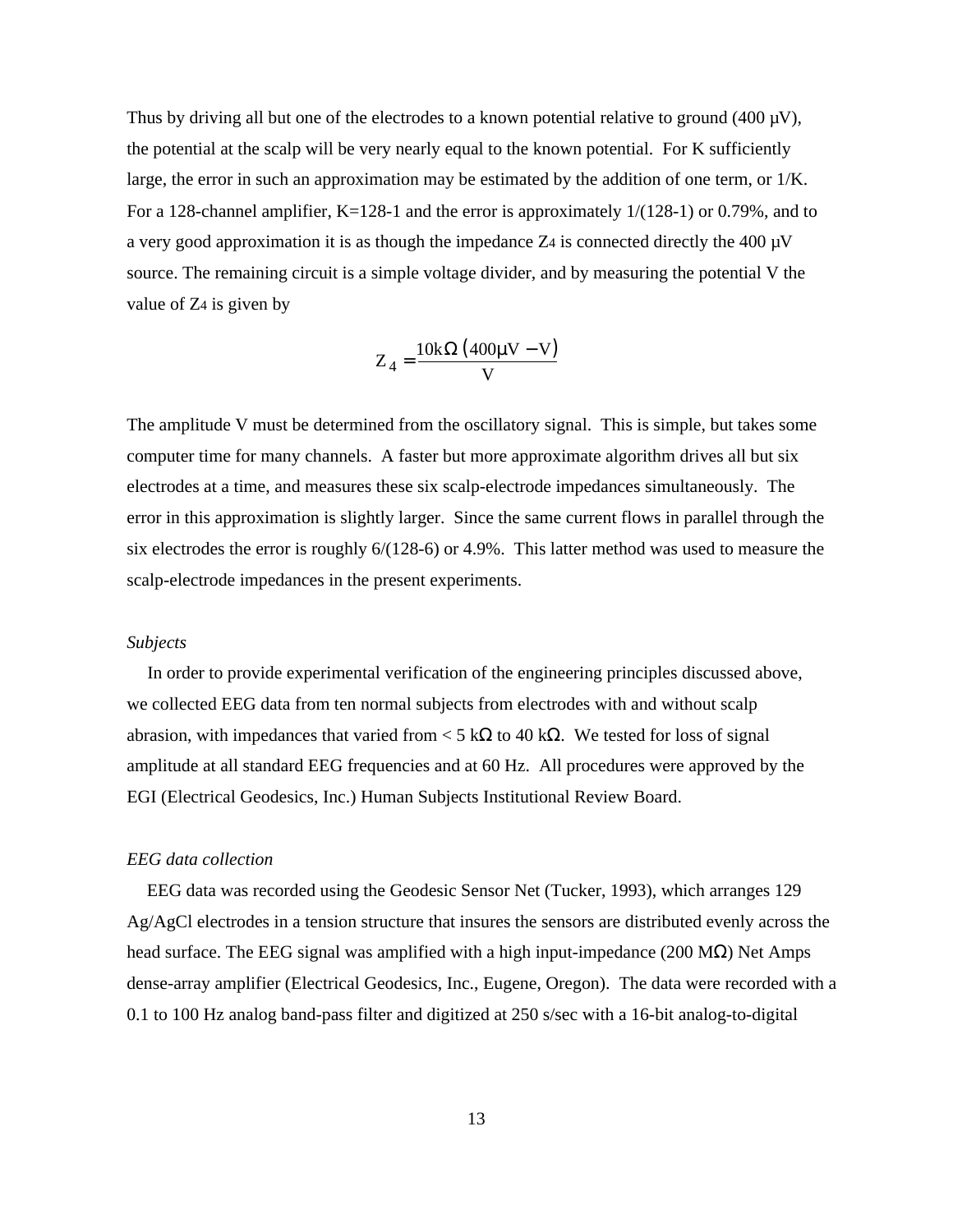Thus by driving all but one of the electrodes to a known potential relative to ground (400 µV), the potential at the scalp will be very nearly equal to the known potential. For K sufficiently large, the error in such an approximation may be estimated by the addition of one term, or 1/K. For a 128-channel amplifier, K=128-1 and the error is approximately 1/(128-1) or 0.79%, and to a very good approximation it is as though the impedance $Z_4$ is connected directly the 400 µV source. The remaining circuit is a simple voltage divider, and by measuring the potential V the value of $Z_4$ is given by

$$Z_4 = \frac{10\text{k}\Omega\left(400\mu\text{V} - \text{V}\right)}{\text{V}}$$

The amplitude V must be determined from the oscillatory signal. This is simple, but takes some computer time for many channels. A faster but more approximate algorithm drives all but six electrodes at a time, and measures these six scalp-electrode impedances simultaneously. The error in this approximation is slightly larger. Since the same current flows in parallel through the six electrodes the error is roughly 6/(128-6) or 4.9%. This latter method was used to measure the scalp-electrode impedances in the present experiments.

*Subjects*

In order to provide experimental verification of the engineering principles discussed above, we collected EEG data from ten normal subjects from electrodes with and without scalp abrasion, with impedances that varied from < 5 kΩ to 40 kΩ. We tested for loss of signal amplitude at all standard EEG frequencies and at 60 Hz. All procedures were approved by the EGI (Electrical Geodesics, Inc.) Human Subjects Institutional Review Board.

*EEG data collection*

EEG data was recorded using the Geodesic Sensor Net (Tucker, 1993), which arranges 129 Ag/AgCl electrodes in a tension structure that insures the sensors are distributed evenly across the head surface. The EEG signal was amplified with a high input-impedance (200 MΩ) Net Amps dense-array amplifier (Electrical Geodesics, Inc., Eugene, Oregon). The data were recorded with a 0.1 to 100 Hz analog band-pass filter and digitized at 250 s/sec with a 16-bit analog-to-digital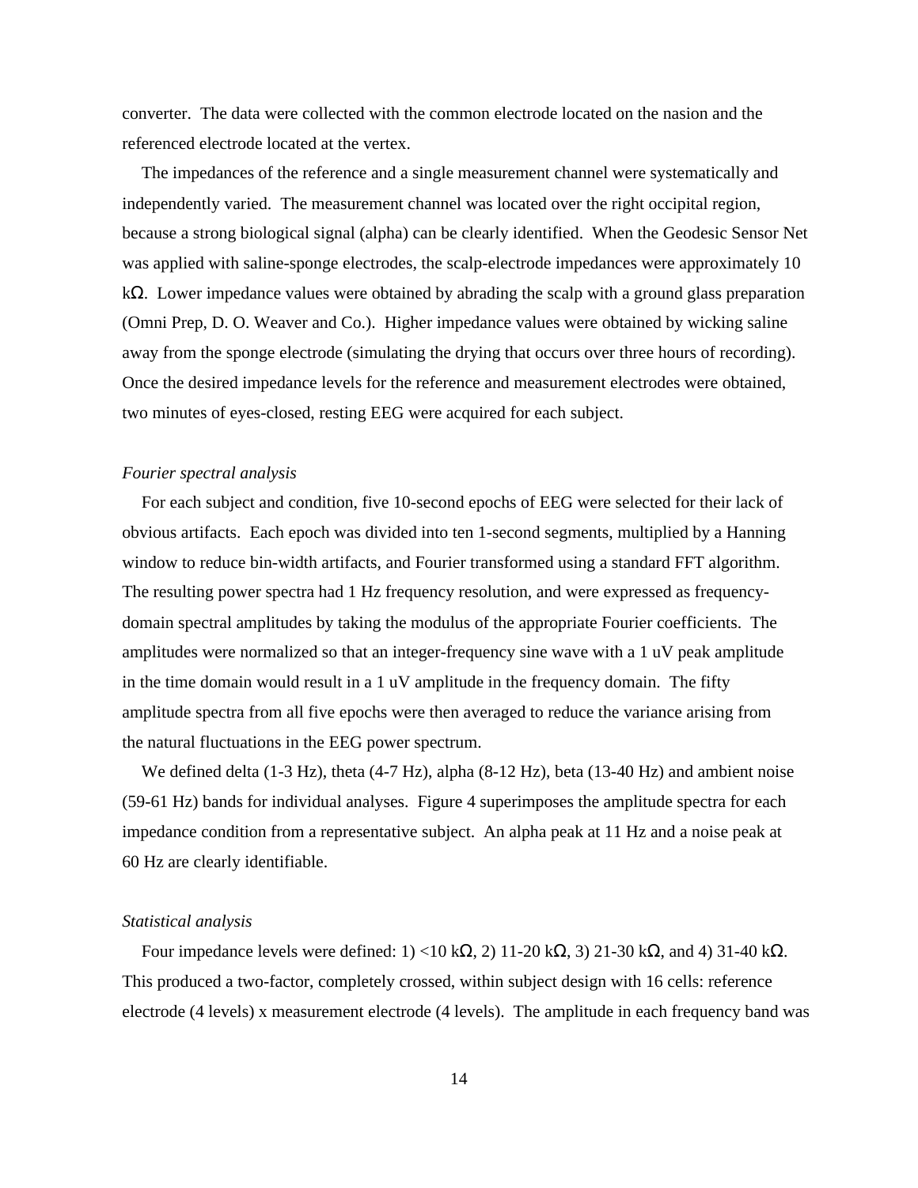converter. The data were collected with the common electrode located on the nasion and the referenced electrode located at the vertex.

The impedances of the reference and a single measurement channel were systematically and independently varied. The measurement channel was located over the right occipital region, because a strong biological signal (alpha) can be clearly identified. When the Geodesic Sensor Net was applied with saline-sponge electrodes, the scalp-electrode impedances were approximately 10 kΩ. Lower impedance values were obtained by abrading the scalp with a ground glass preparation (Omni Prep, D. O. Weaver and Co.). Higher impedance values were obtained by wicking saline away from the sponge electrode (simulating the drying that occurs over three hours of recording). Once the desired impedance levels for the reference and measurement electrodes were obtained, two minutes of eyes-closed, resting EEG were acquired for each subject.

*Fourier spectral analysis*

For each subject and condition, five 10-second epochs of EEG were selected for their lack of obvious artifacts. Each epoch was divided into ten 1-second segments, multiplied by a Hanning window to reduce bin-width artifacts, and Fourier transformed using a standard FFT algorithm. The resulting power spectra had 1 Hz frequency resolution, and were expressed as frequency-domain spectral amplitudes by taking the modulus of the appropriate Fourier coefficients. The amplitudes were normalized so that an integer-frequency sine wave with a 1 uV peak amplitude in the time domain would result in a 1 uV amplitude in the frequency domain. The fifty amplitude spectra from all five epochs were then averaged to reduce the variance arising from the natural fluctuations in the EEG power spectrum.

We defined delta (1-3 Hz), theta (4-7 Hz), alpha (8-12 Hz), beta (13-40 Hz) and ambient noise (59-61 Hz) bands for individual analyses. Figure 4 superimposes the amplitude spectra for each impedance condition from a representative subject. An alpha peak at 11 Hz and a noise peak at 60 Hz are clearly identifiable.

*Statistical analysis*

Four impedance levels were defined: 1) <10 kΩ, 2) 11-20 kΩ, 3) 21-30 kΩ, and 4) 31-40 kΩ. This produced a two-factor, completely crossed, within subject design with 16 cells: reference electrode (4 levels) x measurement electrode (4 levels). The amplitude in each frequency band was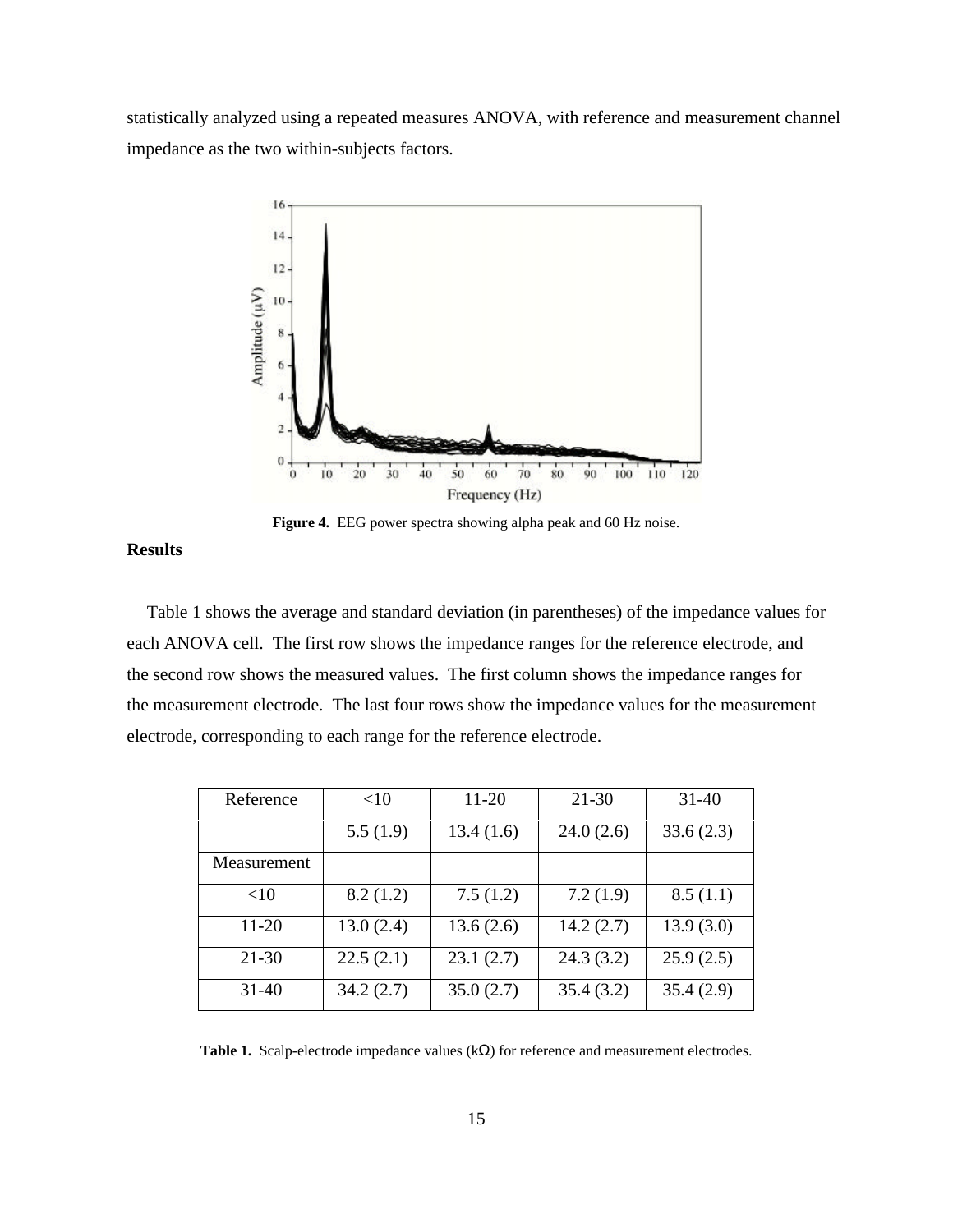statistically analyzed using a repeated measures ANOVA, with reference and measurement channel impedance as the two within-subjects factors.

**Figure 4.** EEG power spectra showing alpha peak and 60 Hz noise.

**Results**

Table 1 shows the average and standard deviation (in parentheses) of the impedance values for each ANOVA cell. The first row shows the impedance ranges for the reference electrode, and the second row shows the measured values. The first column shows the impedance ranges for the measurement electrode. The last four rows show the impedance values for the measurement electrode, corresponding to each range for the reference electrode.

| Reference | <10 | 11-20 | 21-30 | 31-40 |
|---|---|---|---|---|
| | 5.5 (1.9) | 13.4 (1.6) | 24.0 (2.6) | 33.6 (2.3) |
| Measurement | | | | |
| <10 | 8.2 (1.2) | 7.5 (1.2) | 7.2 (1.9) | 8.5 (1.1) |
| 11-20 | 13.0 (2.4) | 13.6 (2.6) | 14.2 (2.7) | 13.9 (3.0) |
| 21-30 | 22.5 (2.1) | 23.1 (2.7) | 24.3 (3.2) | 25.9 (2.5) |
| 31-40 | 34.2 (2.7) | 35.0 (2.7) | 35.4 (3.2) | 35.4 (2.9) |

**Table 1.** Scalp-electrode impedance values (kΩ) for reference and measurement electrodes.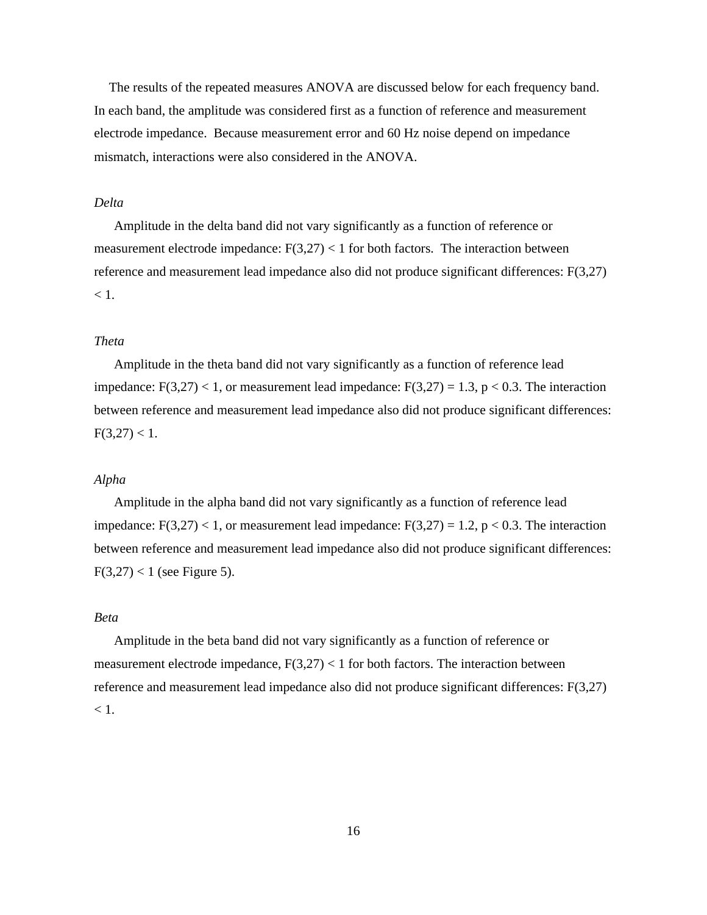The results of the repeated measures ANOVA are discussed below for each frequency band. In each band, the amplitude was considered first as a function of reference and measurement electrode impedance. Because measurement error and 60 Hz noise depend on impedance mismatch, interactions were also considered in the ANOVA.

*Delta*

Amplitude in the delta band did not vary significantly as a function of reference or measurement electrode impedance: $F(3,27) < 1$ for both factors. The interaction between reference and measurement lead impedance also did not produce significant differences: $F(3,27) < 1$.

*Theta*

Amplitude in the theta band did not vary significantly as a function of reference lead impedance: $F(3,27) < 1$, or measurement lead impedance: $F(3,27) = 1.3$, $p < 0.3$. The interaction between reference and measurement lead impedance also did not produce significant differences: $F(3,27) < 1$.

*Alpha*

Amplitude in the alpha band did not vary significantly as a function of reference lead impedance: $F(3,27) < 1$, or measurement lead impedance: $F(3,27) = 1.2$, $p < 0.3$. The interaction between reference and measurement lead impedance also did not produce significant differences: $F(3,27) < 1$ (see Figure 5).

*Beta*

Amplitude in the beta band did not vary significantly as a function of reference or measurement electrode impedance, $F(3,27) < 1$ for both factors. The interaction between reference and measurement lead impedance also did not produce significant differences: $F(3,27) < 1$.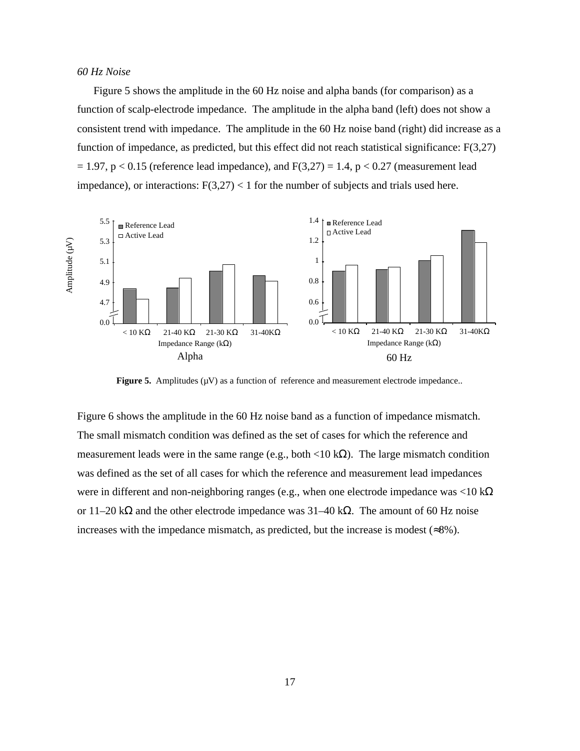*60 Hz Noise*

Figure 5 shows the amplitude in the 60 Hz noise and alpha bands (for comparison) as a function of scalp-electrode impedance. The amplitude in the alpha band (left) does not show a consistent trend with impedance. The amplitude in the 60 Hz noise band (right) did increase as a function of impedance, as predicted, but this effect did not reach statistical significance: $F(3,27) = 1.97$, $p < 0.15$ (reference lead impedance), and $F(3,27) = 1.4$, $p < 0.27$ (measurement lead impedance), or interactions: $F(3,27) < 1$ for the number of subjects and trials used here.

**Figure 5.** Amplitudes (μV) as a function of reference and measurement electrode impedance..

Figure 6 shows the amplitude in the 60 Hz noise band as a function of impedance mismatch. The small mismatch condition was defined as the set of cases for which the reference and measurement leads were in the same range (e.g., both <10 kΩ). The large mismatch condition was defined as the set of all cases for which the reference and measurement lead impedances were in different and non-neighboring ranges (e.g., when one electrode impedance was <10 kΩ or 11–20 kΩ and the other electrode impedance was 31–40 kΩ. The amount of 60 Hz noise increases with the impedance mismatch, as predicted, but the increase is modest (≈8%).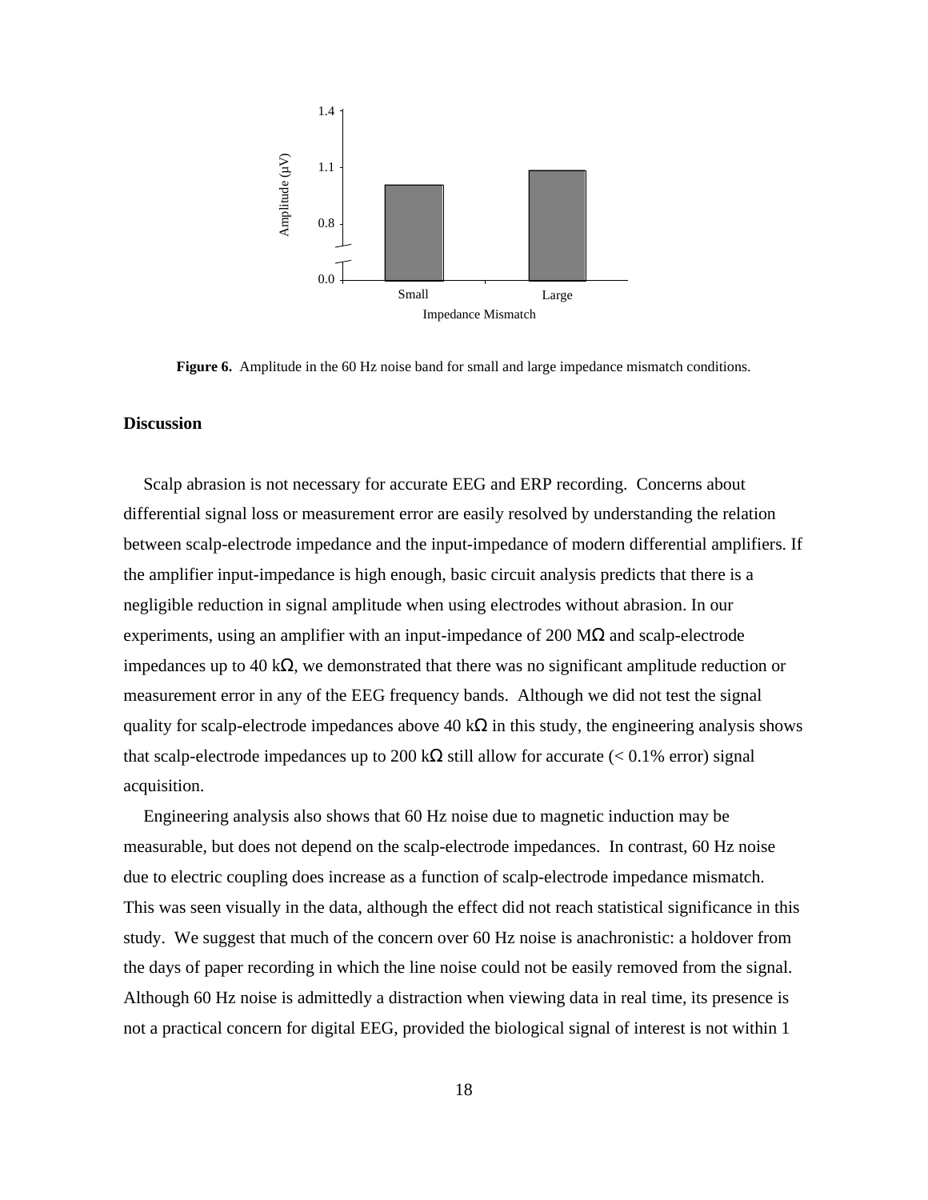**Figure 6.** Amplitude in the 60 Hz noise band for small and large impedance mismatch conditions.

## Discussion

Scalp abrasion is not necessary for accurate EEG and ERP recording. Concerns about differential signal loss or measurement error are easily resolved by understanding the relation between scalp-electrode impedance and the input-impedance of modern differential amplifiers. If the amplifier input-impedance is high enough, basic circuit analysis predicts that there is a negligible reduction in signal amplitude when using electrodes without abrasion. In our experiments, using an amplifier with an input-impedance of 200 MΩ and scalp-electrode impedances up to 40 kΩ, we demonstrated that there was no significant amplitude reduction or measurement error in any of the EEG frequency bands. Although we did not test the signal quality for scalp-electrode impedances above 40 kΩ in this study, the engineering analysis shows that scalp-electrode impedances up to 200 kΩ still allow for accurate (< 0.1% error) signal acquisition.

Engineering analysis also shows that 60 Hz noise due to magnetic induction may be measurable, but does not depend on the scalp-electrode impedances. In contrast, 60 Hz noise due to electric coupling does increase as a function of scalp-electrode impedance mismatch. This was seen visually in the data, although the effect did not reach statistical significance in this study. We suggest that much of the concern over 60 Hz noise is anachronistic: a holdover from the days of paper recording in which the line noise could not be easily removed from the signal. Although 60 Hz noise is admittedly a distraction when viewing data in real time, its presence is not a practical concern for digital EEG, provided the biological signal of interest is not within 1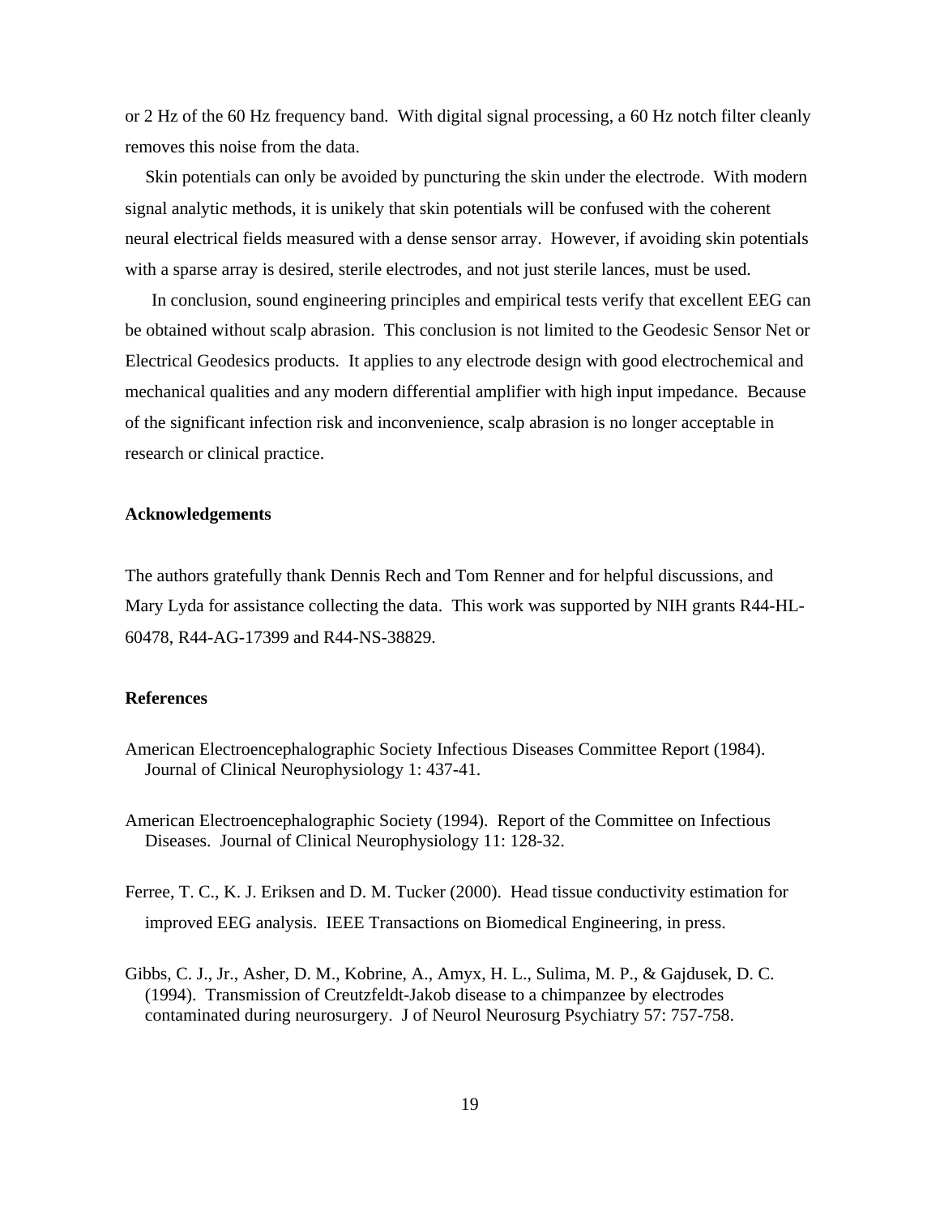or 2 Hz of the 60 Hz frequency band. With digital signal processing, a 60 Hz notch filter cleanly removes this noise from the data.

Skin potentials can only be avoided by puncturing the skin under the electrode. With modern signal analytic methods, it is unikely that skin potentials will be confused with the coherent neural electrical fields measured with a dense sensor array. However, if avoiding skin potentials with a sparse array is desired, sterile electrodes, and not just sterile lances, must be used.

In conclusion, sound engineering principles and empirical tests verify that excellent EEG can be obtained without scalp abrasion. This conclusion is not limited to the Geodesic Sensor Net or Electrical Geodesics products. It applies to any electrode design with good electrochemical and mechanical qualities and any modern differential amplifier with high input impedance. Because of the significant infection risk and inconvenience, scalp abrasion is no longer acceptable in research or clinical practice.

**Acknowledgements**

The authors gratefully thank Dennis Rech and Tom Renner and for helpful discussions, and Mary Lyda for assistance collecting the data. This work was supported by NIH grants R44-HL-60478, R44-AG-17399 and R44-NS-38829.

**References**

American Electroencephalographic Society Infectious Diseases Committee Report (1984). Journal of Clinical Neurophysiology 1: 437-41.

American Electroencephalographic Society (1994). Report of the Committee on Infectious Diseases. Journal of Clinical Neurophysiology 11: 128-32.

Ferree, T. C., K. J. Eriksen and D. M. Tucker (2000). Head tissue conductivity estimation for improved EEG analysis. IEEE Transactions on Biomedical Engineering, in press.

Gibbs, C. J., Jr., Asher, D. M., Kobrine, A., Amyx, H. L., Sulima, M. P., & Gajdusek, D. C. (1994). Transmission of Creutzfeldt-Jakob disease to a chimpanzee by electrodes contaminated during neurosurgery. J of Neurol Neurosurg Psychiatry 57: 757-758.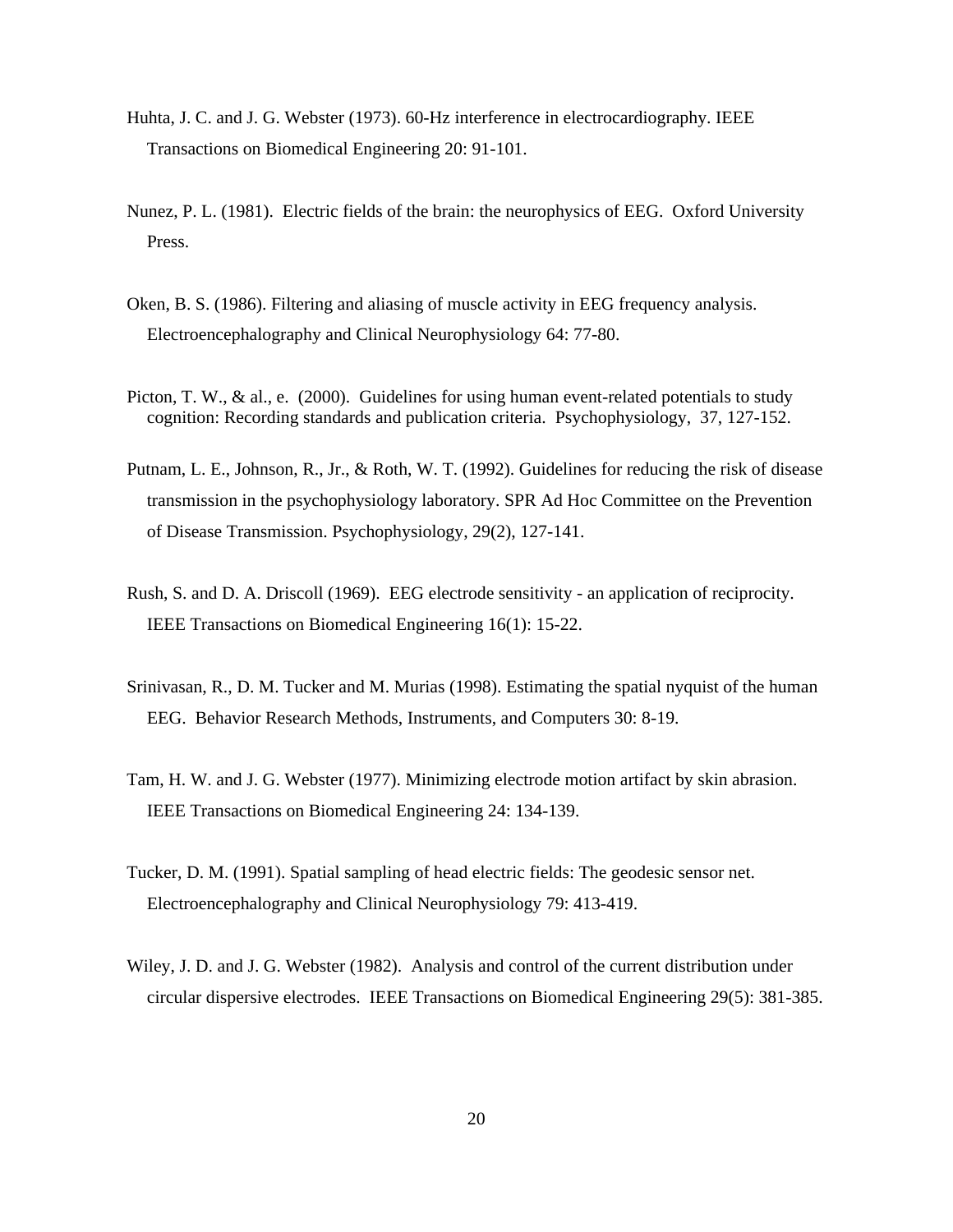Huhta, J. C. and J. G. Webster (1973). 60-Hz interference in electrocardiography. IEEE Transactions on Biomedical Engineering 20: 91-101.

Nunez, P. L. (1981). Electric fields of the brain: the neurophysics of EEG. Oxford University Press.

Oken, B. S. (1986). Filtering and aliasing of muscle activity in EEG frequency analysis. Electroencephalography and Clinical Neurophysiology 64: 77-80.

Picton, T. W., & al., e. (2000). Guidelines for using human event-related potentials to study cognition: Recording standards and publication criteria. Psychophysiology, 37, 127-152.

Putnam, L. E., Johnson, R., Jr., & Roth, W. T. (1992). Guidelines for reducing the risk of disease transmission in the psychophysiology laboratory. SPR Ad Hoc Committee on the Prevention of Disease Transmission. Psychophysiology, 29(2), 127-141.

Rush, S. and D. A. Driscoll (1969). EEG electrode sensitivity - an application of reciprocity. IEEE Transactions on Biomedical Engineering 16(1): 15-22.

Srinivasan, R., D. M. Tucker and M. Murias (1998). Estimating the spatial nyquist of the human EEG. Behavior Research Methods, Instruments, and Computers 30: 8-19.

Tam, H. W. and J. G. Webster (1977). Minimizing electrode motion artifact by skin abrasion. IEEE Transactions on Biomedical Engineering 24: 134-139.

Tucker, D. M. (1991). Spatial sampling of head electric fields: The geodesic sensor net. Electroencephalography and Clinical Neurophysiology 79: 413-419.

Wiley, J. D. and J. G. Webster (1982). Analysis and control of the current distribution under circular dispersive electrodes. IEEE Transactions on Biomedical Engineering 29(5): 381-385.